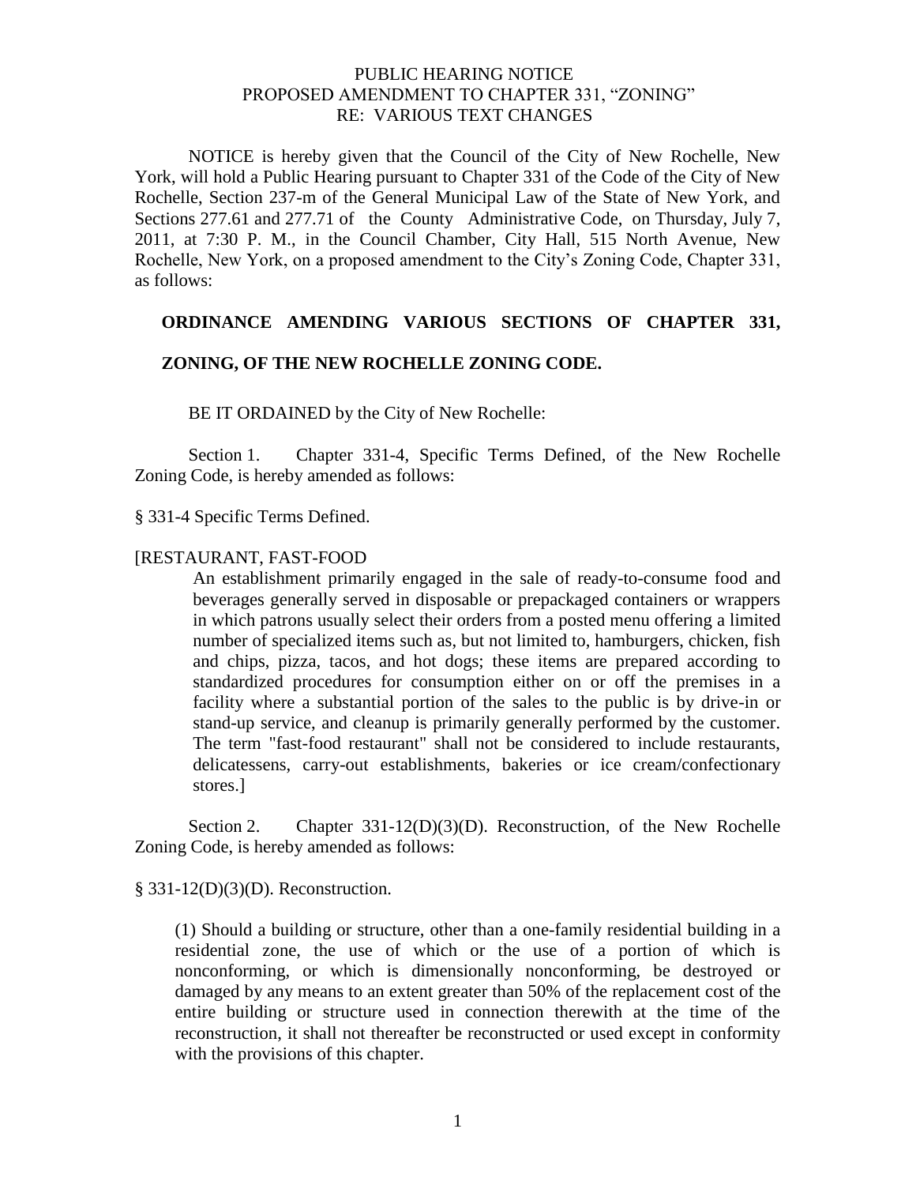PUBLIC HEARING NOTICE
PROPOSED AMENDMENT TO CHAPTER 331, "ZONING"
RE: VARIOUS TEXT CHANGES

NOTICE is hereby given that the Council of the City of New Rochelle, New York, will hold a Public Hearing pursuant to Chapter 331 of the Code of the City of New Rochelle, Section 237-m of the General Municipal Law of the State of New York, and Sections 277.61 and 277.71 of the County Administrative Code, on Thursday, July 7, 2011, at 7:30 P. M., in the Council Chamber, City Hall, 515 North Avenue, New Rochelle, New York, on a proposed amendment to the City's Zoning Code, Chapter 331, as follows:

**ORDINANCE AMENDING VARIOUS SECTIONS OF CHAPTER 331, ZONING, OF THE NEW ROCHELLE ZONING CODE.**

BE IT ORDAINED by the City of New Rochelle:

Section 1. Chapter 331-4, Specific Terms Defined, of the New Rochelle Zoning Code, is hereby amended as follows:

§ 331-4 Specific Terms Defined.

[RESTAURANT, FAST-FOOD

An establishment primarily engaged in the sale of ready-to-consume food and beverages generally served in disposable or prepackaged containers or wrappers in which patrons usually select their orders from a posted menu offering a limited number of specialized items such as, but not limited to, hamburgers, chicken, fish and chips, pizza, tacos, and hot dogs; these items are prepared according to standardized procedures for consumption either on or off the premises in a facility where a substantial portion of the sales to the public is by drive-in or stand-up service, and cleanup is primarily generally performed by the customer. The term "fast-food restaurant" shall not be considered to include restaurants, delicatessens, carry-out establishments, bakeries or ice cream/confectionary stores.]

Section 2. Chapter 331-12(D)(3)(D). Reconstruction, of the New Rochelle Zoning Code, is hereby amended as follows:

§ 331-12(D)(3)(D). Reconstruction.

(1) Should a building or structure, other than a one-family residential building in a residential zone, the use of which or the use of a portion of which is nonconforming, or which is dimensionally nonconforming, be destroyed or damaged by any means to an extent greater than 50% of the replacement cost of the entire building or structure used in connection therewith at the time of the reconstruction, it shall not thereafter be reconstructed or used except in conformity with the provisions of this chapter.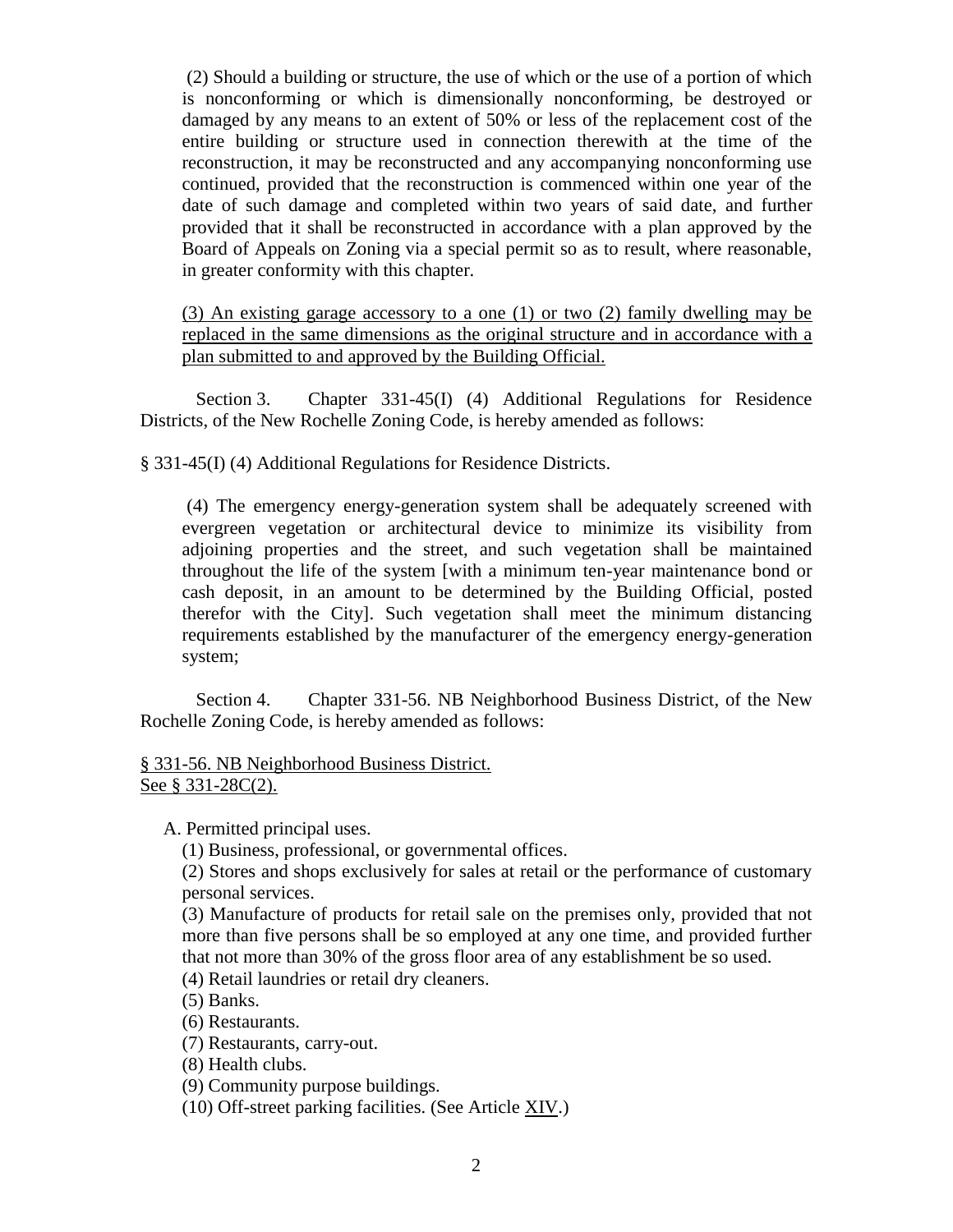(2) Should a building or structure, the use of which or the use of a portion of which is nonconforming or which is dimensionally nonconforming, be destroyed or damaged by any means to an extent of 50% or less of the replacement cost of the entire building or structure used in connection therewith at the time of the reconstruction, it may be reconstructed and any accompanying nonconforming use continued, provided that the reconstruction is commenced within one year of the date of such damage and completed within two years of said date, and further provided that it shall be reconstructed in accordance with a plan approved by the Board of Appeals on Zoning via a special permit so as to result, where reasonable, in greater conformity with this chapter.

(3) An existing garage accessory to a one (1) or two (2) family dwelling may be replaced in the same dimensions as the original structure and in accordance with a plan submitted to and approved by the Building Official.

Section 3. Chapter 331-45(I) (4) Additional Regulations for Residence Districts, of the New Rochelle Zoning Code, is hereby amended as follows:

§ 331-45(I) (4) Additional Regulations for Residence Districts.

(4) The emergency energy-generation system shall be adequately screened with evergreen vegetation or architectural device to minimize its visibility from adjoining properties and the street, and such vegetation shall be maintained throughout the life of the system [with a minimum ten-year maintenance bond or cash deposit, in an amount to be determined by the Building Official, posted therefor with the City]. Such vegetation shall meet the minimum distancing requirements established by the manufacturer of the emergency energy-generation system;

Section 4. Chapter 331-56. NB Neighborhood Business District, of the New Rochelle Zoning Code, is hereby amended as follows:

§ 331-56. NB Neighborhood Business District.
See § 331-28C(2).

A. Permitted principal uses.

(1) Business, professional, or governmental offices.

(2) Stores and shops exclusively for sales at retail or the performance of customary personal services.

(3) Manufacture of products for retail sale on the premises only, provided that not more than five persons shall be so employed at any one time, and provided further that not more than 30% of the gross floor area of any establishment be so used.

(4) Retail laundries or retail dry cleaners.

(5) Banks.

(6) Restaurants.

(7) Restaurants, carry-out.

(8) Health clubs.

(9) Community purpose buildings.

(10) Off-street parking facilities. (See Article XIV.)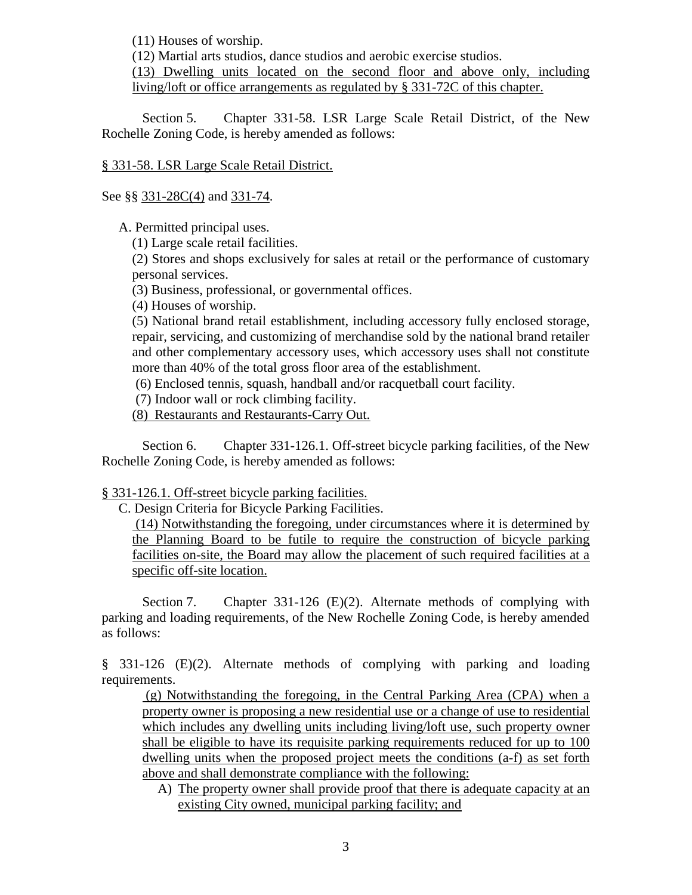(11) Houses of worship.

(12) Martial arts studios, dance studios and aerobic exercise studios.

(13) Dwelling units located on the second floor and above only, including living/loft or office arrangements as regulated by § 331-72C of this chapter.

Section 5. Chapter 331-58. LSR Large Scale Retail District, of the New Rochelle Zoning Code, is hereby amended as follows:

§ 331-58. LSR Large Scale Retail District.

See §§ 331-28C(4) and 331-74.

A. Permitted principal uses.

(1) Large scale retail facilities.

(2) Stores and shops exclusively for sales at retail or the performance of customary personal services.

(3) Business, professional, or governmental offices.

(4) Houses of worship.

(5) National brand retail establishment, including accessory fully enclosed storage, repair, servicing, and customizing of merchandise sold by the national brand retailer and other complementary accessory uses, which accessory uses shall not constitute more than 40% of the total gross floor area of the establishment.

(6) Enclosed tennis, squash, handball and/or racquetball court facility.

(7) Indoor wall or rock climbing facility.

(8) Restaurants and Restaurants-Carry Out.

Section 6. Chapter 331-126.1. Off-street bicycle parking facilities, of the New Rochelle Zoning Code, is hereby amended as follows:

§ 331-126.1. Off-street bicycle parking facilities.

C. Design Criteria for Bicycle Parking Facilities.

(14) Notwithstanding the foregoing, under circumstances where it is determined by the Planning Board to be futile to require the construction of bicycle parking facilities on-site, the Board may allow the placement of such required facilities at a specific off-site location.

Section 7. Chapter 331-126 (E)(2). Alternate methods of complying with parking and loading requirements, of the New Rochelle Zoning Code, is hereby amended as follows:

§ 331-126 (E)(2). Alternate methods of complying with parking and loading requirements.

(g) Notwithstanding the foregoing, in the Central Parking Area (CPA) when a property owner is proposing a new residential use or a change of use to residential which includes any dwelling units including living/loft use, such property owner shall be eligible to have its requisite parking requirements reduced for up to 100 dwelling units when the proposed project meets the conditions (a-f) as set forth above and shall demonstrate compliance with the following:

A) The property owner shall provide proof that there is adequate capacity at an existing City owned, municipal parking facility; and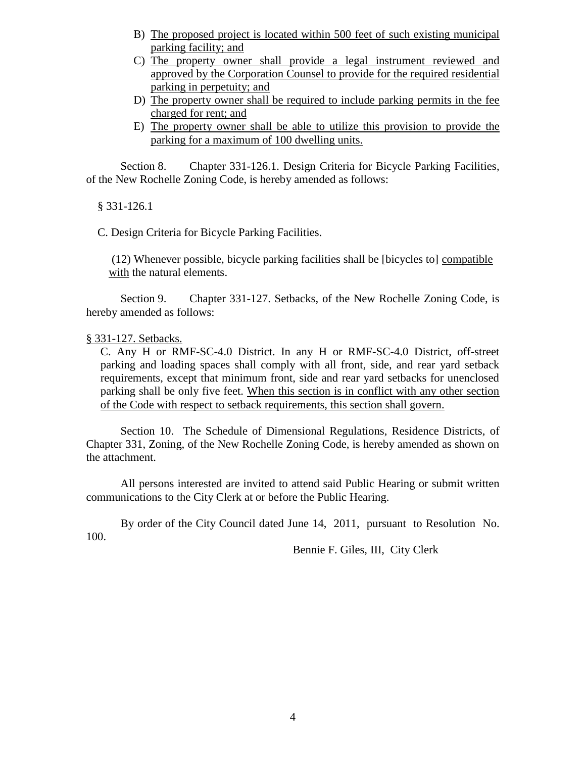B) <u>The proposed project is located within 500 feet of such existing municipal parking facility; and</u>

C) <u>The property owner shall provide a legal instrument reviewed and approved by the Corporation Counsel to provide for the required residential parking in perpetuity; and</u>

D) <u>The property owner shall be required to include parking permits in the fee charged for rent; and</u>

E) <u>The property owner shall be able to utilize this provision to provide the parking for a maximum of 100 dwelling units.</u>

Section 8. Chapter 331-126.1. Design Criteria for Bicycle Parking Facilities, of the New Rochelle Zoning Code, is hereby amended as follows:

§ 331-126.1

C. Design Criteria for Bicycle Parking Facilities.

(12) Whenever possible, bicycle parking facilities shall be [bicycles to] <u>compatible with</u> the natural elements.

Section 9. Chapter 331-127. Setbacks, of the New Rochelle Zoning Code, is hereby amended as follows:

<u>§ 331-127. Setbacks.</u>

C. Any H or RMF-SC-4.0 District. In any H or RMF-SC-4.0 District, off-street parking and loading spaces shall comply with all front, side, and rear yard setback requirements, except that minimum front, side and rear yard setbacks for unenclosed parking shall be only five feet. <u>When this section is in conflict with any other section of the Code with respect to setback requirements, this section shall govern.</u>

Section 10. The Schedule of Dimensional Regulations, Residence Districts, of Chapter 331, Zoning, of the New Rochelle Zoning Code, is hereby amended as shown on the attachment.

All persons interested are invited to attend said Public Hearing or submit written communications to the City Clerk at or before the Public Hearing.

By order of the City Council dated June 14, 2011, pursuant to Resolution No. 100.

Bennie F. Giles, III, City Clerk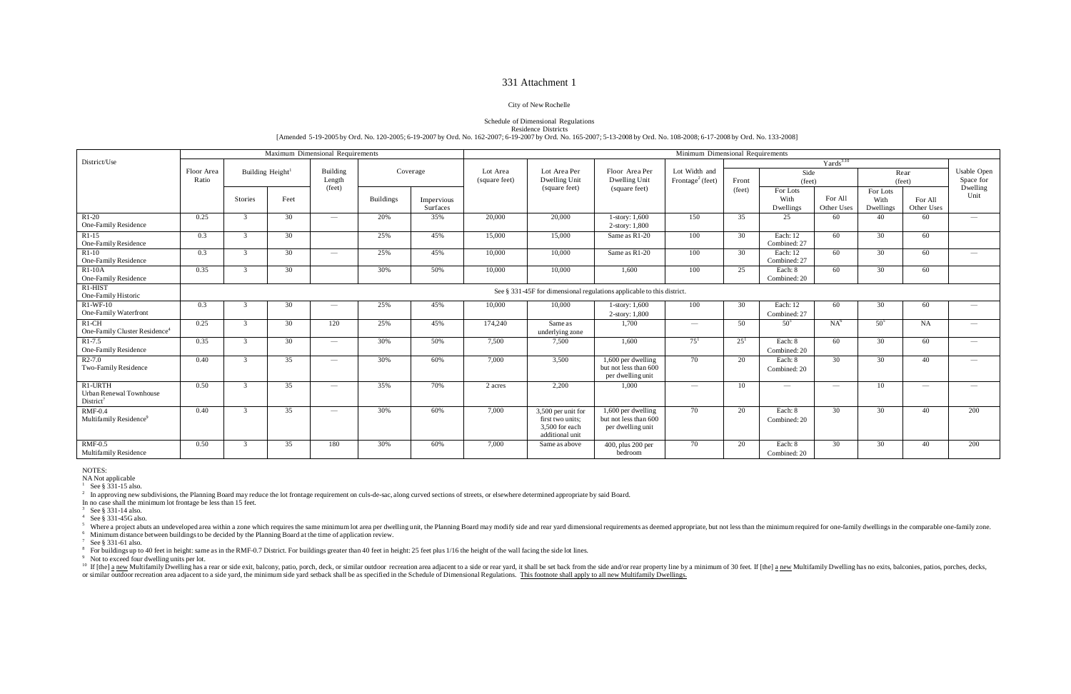# 331 Attachment 1

City of New Rochelle

Schedule of Dimensional Regulations
Residence Districts
[Amended 5-19-2005 by Ord. No. 120-2005; 6-19-2007 by Ord. No. 162-2007; 6-19-2007 by Ord. No. 165-2007; 5-13-2008 by Ord. No. 108-2008; 6-17-2008 by Ord. No. 133-2008]

| District/Use | Maximum Dimensional Requirements | | | | | | Minimum Dimensional Requirements | | | | | | | | | | |
|---|---|---|---|---|---|---|---|---|---|---|---|---|---|---|---|---|---|
| | Floor Area Ratio | Building Height[1] | | Building Length (feet) | Coverage | | Lot Area (square feet) | Lot Area Per Dwelling Unit (square feet) | Floor Area Per Dwelling Unit (square feet) | Lot Width and Frontage[2] (feet) | Yards[3,10] | | | | | | Usable Open Space for Dwelling Unit |
| | | | | | | | | | | | Front (feet) | Side (feet) | | Rear (feet) | | | |
| | | Stories | Feet | | Buildings | Impervious Surfaces | | | | | | For Lots With Dwellings | For All Other Uses | For Lots With Dwellings | For All Other Uses | | |
| R1-20 One-Family Residence | 0.25 | 3 | 30 | — | 20% | 35% | 20,000 | 20,000 | 1-story: 1,600 2-story: 1,800 | 150 | 35 | 25 | 60 | 40 | 60 | — |
| R1-15 One-Family Residence | 0.3 | 3 | 30 | | 25% | 45% | 15,000 | 15,000 | Same as R1-20 | 100 | 30 | Each: 12 Combined: 27 | 60 | 30 | 60 | |
| R1-10 One-Family Residence | 0.3 | 3 | 30 | — | 25% | 45% | 10,000 | 10,000 | Same as R1-20 | 100 | 30 | Each: 12 Combined: 27 | 60 | 30 | 60 | — |
| R1-10A One-Family Residence | 0.35 | 3 | 30 | | 30% | 50% | 10,000 | 10,000 | 1,600 | 100 | 25 | Each: 8 Combined: 20 | 60 | 30 | 60 | |
| R1-HIST One-Family Historic | See § 331-45F for dimensional regulations applicable to this district. | | | | | | | | | | | | | | | |
| R1-WF-10 One-Family Waterfront | 0.3 | 3 | 30 | — | 25% | 45% | 10,000 | 10,000 | 1-story: 1,600 2-story: 1,800 | 100 | 30 | Each: 12 Combined: 27 | 60 | 30 | 60 | — |
| R1-CH One-Family Cluster Residence[4] | 0.25 | 3 | 30 | 120 | 25% | 45% | 174,240 | Same as underlying zone | 1,700 | — | 50 | 50[5] | NA[6] | 50[5] | NA | — |
| R1-7.5 One-Family Residence | 0.35 | 3 | 30 | — | 30% | 50% | 7,500 | 7,500 | 1,600 | 75[1] | 25[1] | Each: 8 Combined: 20 | 60 | 30 | 60 | — |
| R2-7.0 Two-Family Residence | 0.40 | 3 | 35 | — | 30% | 60% | 7,000 | 3,500 | 1,600 per dwelling but not less than 600 per dwelling unit | 70 | 20 | Each: 8 Combined: 20 | 30 | 30 | 40 | — |
| R1-URTH Urban Renewal Townhouse District[7] | 0.50 | 3 | 35 | — | 35% | 70% | 2 acres | 2,200 | 1,000 | — | 10 | — | — | 10 | — | — |
| RMF-0.4 Multifamily Residence[9] | 0.40 | 3 | 35 | — | 30% | 60% | 7,000 | 3,500 per unit for first two units; 3,500 for each additional unit | 1,600 per dwelling but not less than 600 per dwelling unit | 70 | 20 | Each: 8 Combined: 20 | 30 | 30 | 40 | 200 |
| RMF-0.5 Multifamily Residence | 0.50 | 3 | 35 | 180 | 30% | 60% | 7,000 | Same as above | 400, plus 200 per bedroom | 70 | 20 | Each: 8 Combined: 20 | 30 | 30 | 40 | 200 |

NOTES:

NA Not applicable

[1] See § 331-15 also.

[2] In approving new subdivisions, the Planning Board may reduce the lot frontage requirement on culs-de-sac, along curved sections of streets, or elsewhere determined appropriate by said Board. In no case shall the minimum lot frontage be less than 15 feet.

[3] See § 331-14 also.

[4] See § 331-45G also.

[5] Where a project abuts an undeveloped area within a zone which requires the same minimum lot area per dwelling unit, the Planning Board may modify side and rear yard dimensional requirements as deemed appropriate, but not less than the minimum required for one-family dwellings in the comparable one-family zone.

[6] Minimum distance between buildings to be decided by the Planning Board at the time of application review.

[7] See § 331-61 also.

[8] For buildings up to 40 feet in height: same as in the RMF-0.7 District. For buildings greater than 40 feet in height: 25 feet plus 1/16 the height of the wall facing the side lot lines.

[9] Not to exceed four dwelling units per lot.

[10] If [the] a new Multifamily Dwelling has a rear or side exit, balcony, patio, porch, deck, or similar outdoor recreation area adjacent to a side or rear yard, it shall be set back from the side and/or rear property line by a minimum of 30 feet. If [the] a new Multifamily Dwelling has no exits, balconies, patios, porches, decks, or similar outdoor recreation area adjacent to a side yard, the minimum side yard setback shall be as specified in the Schedule of Dimensional Regulations. This footnote shall apply to all new Multifamily Dwellings.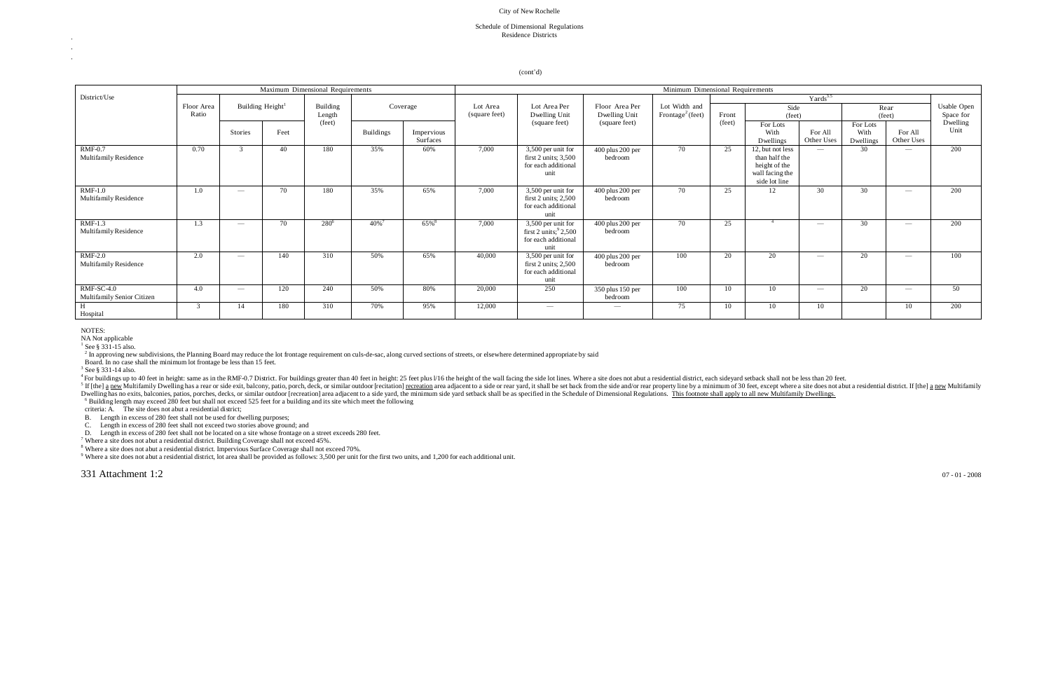City of New Rochelle

Schedule of Dimensional Regulations
Residence Districts

(cont'd)

| District/Use | Maximum Dimensional Requirements | | | | | | Minimum Dimensional Requirements | | | | | | | | | | |
|---|---|---|---|---|---|---|---|---|---|---|---|---|---|---|---|---|---|
| | Floor Area Ratio | Building Height[1] | | Building Length (feet) | Coverage | | Lot Area (square feet) | Lot Area Per Dwelling Unit (square feet) | Floor Area Per Dwelling Unit (square feet) | Lot Width and Frontage[2] (feet) | Yards[3,5] | | | | | | Usable Open Space for Dwelling Unit |
| | | | | | | | | | | | Front (feet) | Side (feet) | | Rear (feet) | | | |
| | | Stories | Feet | | Buildings | Impervious Surfaces | | | | | | For Lots With Dwellings | For All Other Uses | For Lots With Dwellings | For All Other Uses | | |
| RMF-0.7 Multifamily Residence | 0.70 | 3 | 40 | 180 | 35% | 60% | 7,000 | 3,500 per unit for first 2 units; 3,500 for each additional unit | 400 plus 200 per bedroom | 70 | 25 | 12, but not less than half the height of the wall facing the side lot line | — | 30 | — | 200 | |
| RMF-1.0 Multifamily Residence | 1.0 | — | 70 | 180 | 35% | 65% | 7,000 | 3,500 per unit for first 2 units; 2,500 for each additional unit | 400 plus 200 per bedroom | 70 | 25 | 12 | 30 | 30 | — | 200 | |
| RMF-1.3 Multifamily Residence | 1.3 | — | 70 | 280[6] | 40%[7] | 65%[8] | 7,000 | 3,500 per unit for first 2 units;[9] 2,500 for each additional unit | 400 plus 200 per bedroom | 70 | 25 | [4] | — | 30 | — | 200 | |
| RMF-2.0 Multifamily Residence | 2.0 | — | 140 | 310 | 50% | 65% | 40,000 | 3,500 per unit for first 2 units; 2,500 for each additional unit | 400 plus 200 per bedroom | 100 | 20 | 20 | — | 20 | — | 100 | |
| RMF-SC-4.0 Multifamily Senior Citizen | 4.0 | — | 120 | 240 | 50% | 80% | 20,000 | 250 | 350 plus 150 per bedroom | 100 | 10 | 10 | — | 20 | — | 50 | |
| H Hospital | 3 | 14 | 180 | 310 | 70% | 95% | 12,000 | — | — | 75 | 10 | 10 | 10 | | 10 | 200 | |

NOTES:

NA Not applicable

[1] See § 331-15 also.

[2] In approving new subdivisions, the Planning Board may reduce the lot frontage requirement on culs-de-sac, along curved sections of streets, or elsewhere determined appropriate by said Board. In no case shall the minimum lot frontage be less than 15 feet.

[3] See § 331-14 also.

[4] For buildings up to 40 feet in height: same as in the RMF-0.7 District. For buildings greater than 40 feet in height: 25 feet plus 1/16 the height of the wall facing the side lot lines. Where a site does not abut a residential district, each sideyard setback shall not be less than 20 feet.

[5] If [the] a new Multifamily Dwelling has a rear or side exit, balcony, patio, porch, deck, or similar outdoor [recitation] recreation area adjacent to a side or rear yard, it shall be set back from the side and/or rear property line by a minimum of 30 feet, except where a site does not abut a residential district. If [the] a new Multifamily Dwelling has no exits, balconies, patios, porches, decks, or similar outdoor [recreation] area adjacent to a side yard, the minimum side yard setback shall be as specified in the Schedule of Dimensional Regulations. This footnote shall apply to all new Multifamily Dwellings.

[6] Building length may exceed 280 feet but shall not exceed 525 feet for a building and its site which meet the following criteria:

A. The site does not abut a residential district;
B. Length in excess of 280 feet shall not be used for dwelling purposes;
C. Length in excess of 280 feet shall not exceed two stories above ground; and
D. Length in excess of 280 feet shall not be located on a site whose frontage on a street exceeds 280 feet.

[7] Where a site does not abut a residential district. Building Coverage shall not exceed 45%.

[8] Where a site does not abut a residential district. Impervious Surface Coverage shall not exceed 70%.

[9] Where a site does not abut a residential district, lot area shall be provided as follows: 3,500 per unit for the first two units, and 1,200 for each additional unit.

331 Attachment 1:2

07 - 01 - 2008